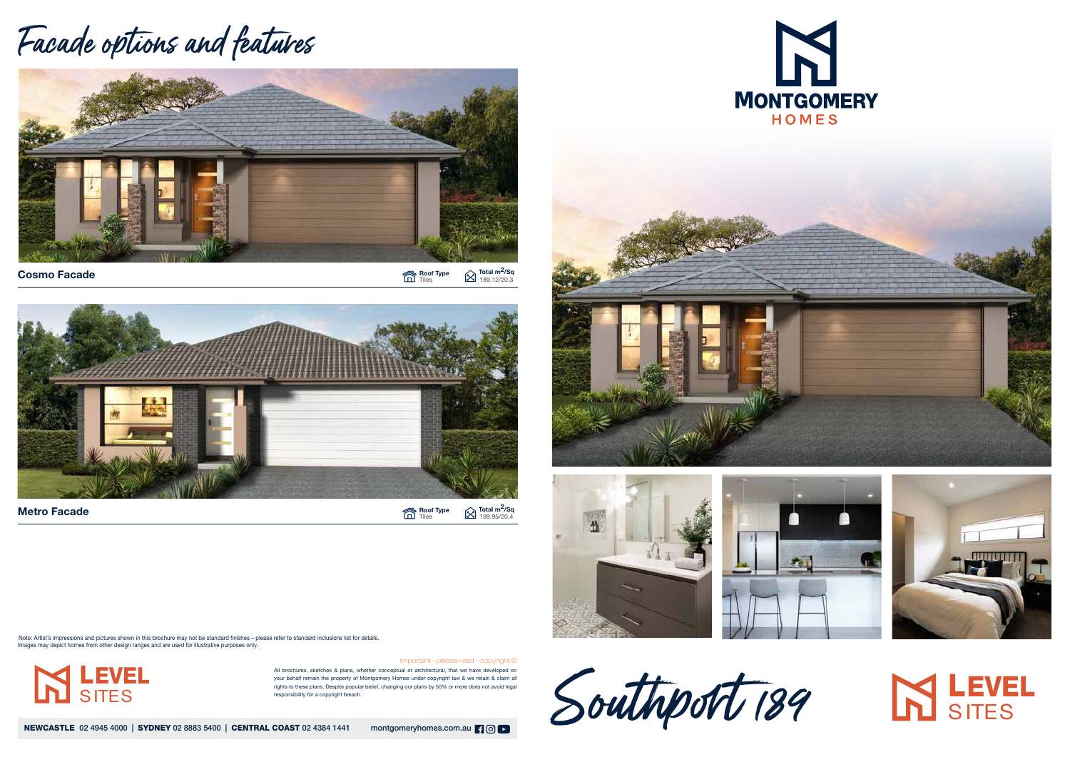# Facade options and features

## Cosmo Facade

**Roof Type** Tiles

**Total m²/Sq** 189.12/20.3

## Metro Facade

**Roof Type** Tiles

**Total m²/Sq** 189.95/20.4

Note: Artist's impressions and pictures shown in this brochure may not be standard finishes – please refer to standard inclusions list for details. Images may depict homes from other design ranges and are used for illustrative purposes only.

LEVEL SITES

Important - please read - copyright ©

All brochures, sketches & plans, whether conceptual or architectural, that we have developed on your behalf remain the property of Montgomery Homes under copyright law & we retain & claim all rights to these plans. Despite popular belief, changing our plans by 50% or more does not avoid legal responsibility for a copyright breach.

**NEWCASTLE** 02 4945 4000 | **SYDNEY** 02 8883 5400 | **CENTRAL COAST** 02 4384 1441 montgomeryhomes.com.au

MONTGOMERY HOMES

# Southport 189

LEVEL SITES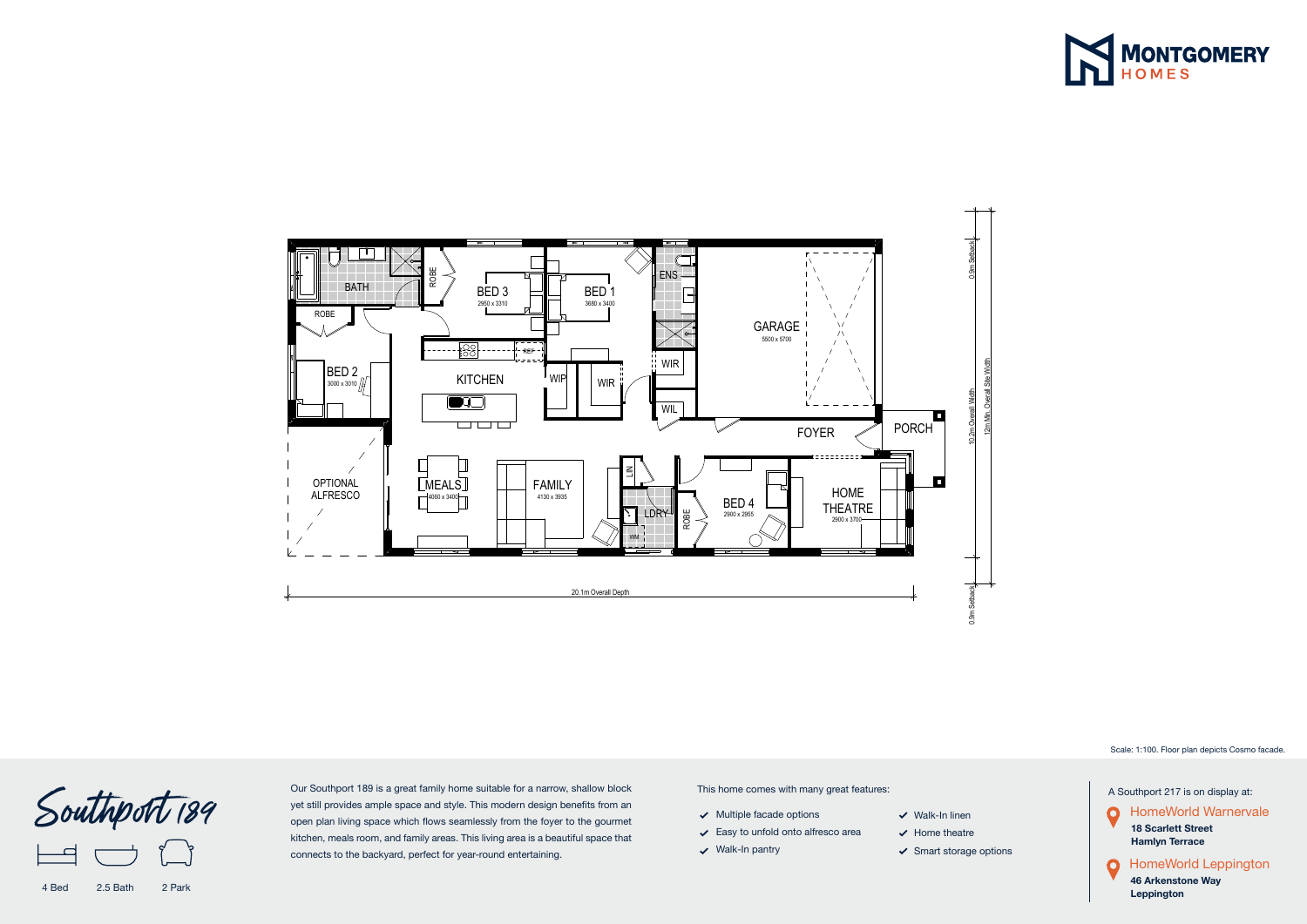MONTGOMERY HOMES

BATH

ROBE

BED 3
2950 x 3310

BED 1
3680 x 3400

ENS

GARAGE
5500 x 5700

ROBE

BED 2
3000 x 3010

KITCHEN

REF

WIP

WIR

WIR

WIL

FOYER

PORCH

OPTIONAL ALFRESCO

MEALS
4060 x 3400

FAMILY
4130 x 3935

LIN

LDRY

WM

ROBE

BED 4
2900 x 2955

HOME THEATRE
2900 x 3700

0.9m Setback

10.2m Overall Width

12m Min. Overall Site Width

0.9m Setback

20.1m Overall Depth

Scale: 1:100. Floor plan depicts Cosmo facade.

# Southport 189

4 Bed | 2.5 Bath | 2 Park

Our Southport 189 is a great family home suitable for a narrow, shallow block yet still provides ample space and style. This modern design benefits from an open plan living space which flows seamlessly from the foyer to the gourmet kitchen, meals room, and family areas. This living area is a beautiful space that connects to the backyard, perfect for year-round entertaining.

This home comes with many great features:

- Multiple facade options
- Easy to unfold onto alfresco area
- Walk-In pantry
- Walk-In linen
- Home theatre
- Smart storage options

A Southport 217 is on display at:

**HomeWorld Warnervale**
**18 Scarlett Street**
**Hamlyn Terrace**

**HomeWorld Leppington**
**46 Arkenstone Way**
**Leppington**